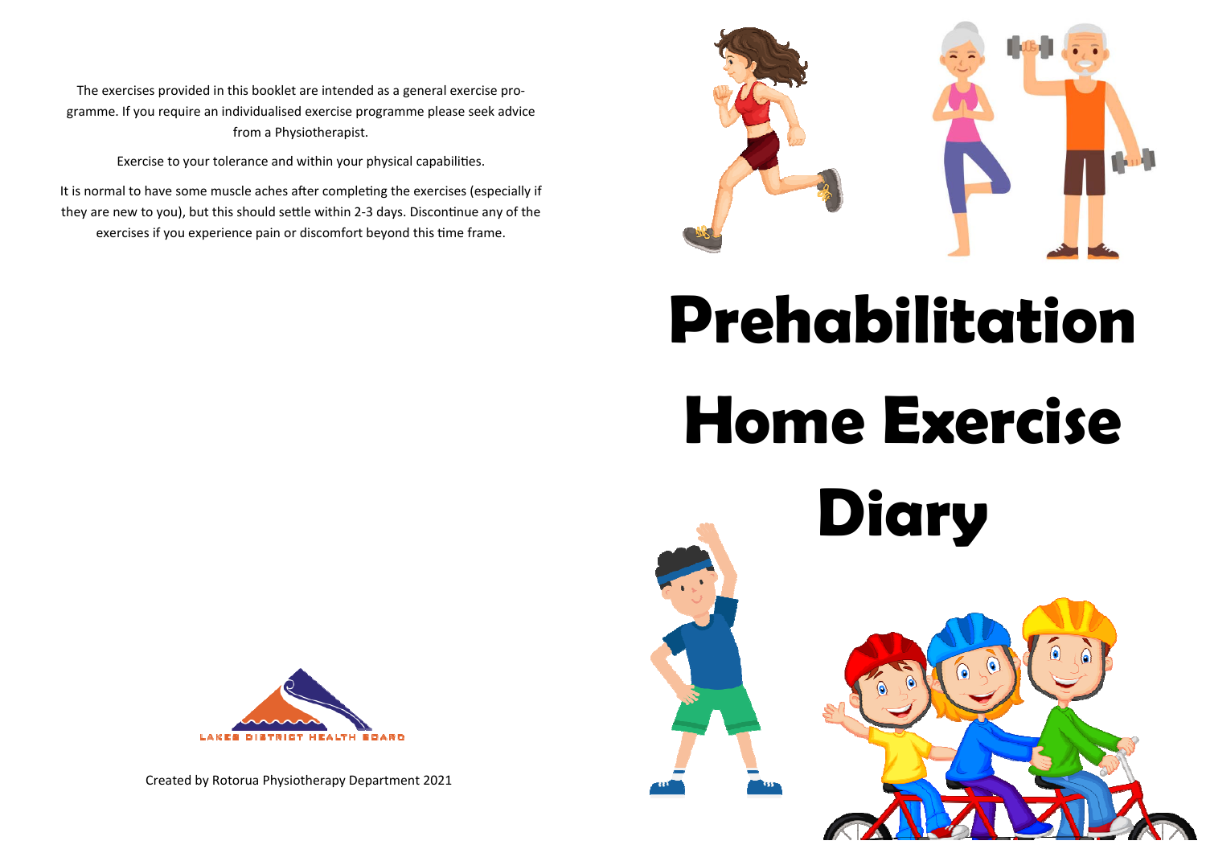# Prehabilitation Home Exercise Diary

The exercises provided in this booklet are intended as a general exercise programme. If you require an individualised exercise programme please seek advice from a Physiotherapist.

Exercise to your tolerance and within your physical capabilities.

It is normal to have some muscle aches after completing the exercises (especially if they are new to you), but this should settle within 2-3 days. Discontinue any of the exercises if you experience pain or discomfort beyond this time frame.

LAKES DISTRICT HEALTH BOARD

Created by Rotorua Physiotherapy Department 2021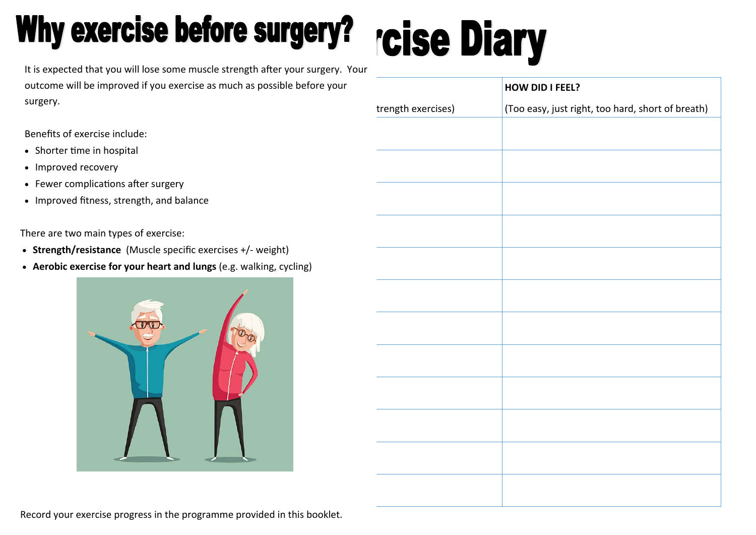# Why exercise before surgery?

It is expected that you will lose some muscle strength after your surgery. Your outcome will be improved if you exercise as much as possible before your surgery.

Benefits of exercise include:

- Shorter time in hospital
- Improved recovery
- Fewer complications after surgery
- Improved fitness, strength, and balance

There are two main types of exercise:

- **Strength/resistance** (Muscle specific exercises +/- weight)
- **Aerobic exercise for your heart and lungs** (e.g. walking, cycling)

Record your exercise progress in the programme provided in this booklet.

# rcise Diary

| trength exercises) | **HOW DID I FEEL?** (Too easy, just right, too hard, short of breath) |
|---|---|
| | |
| | |
| | |
| | |
| | |
| | |
| | |
| | |
| | |
| | |
| | |
| | |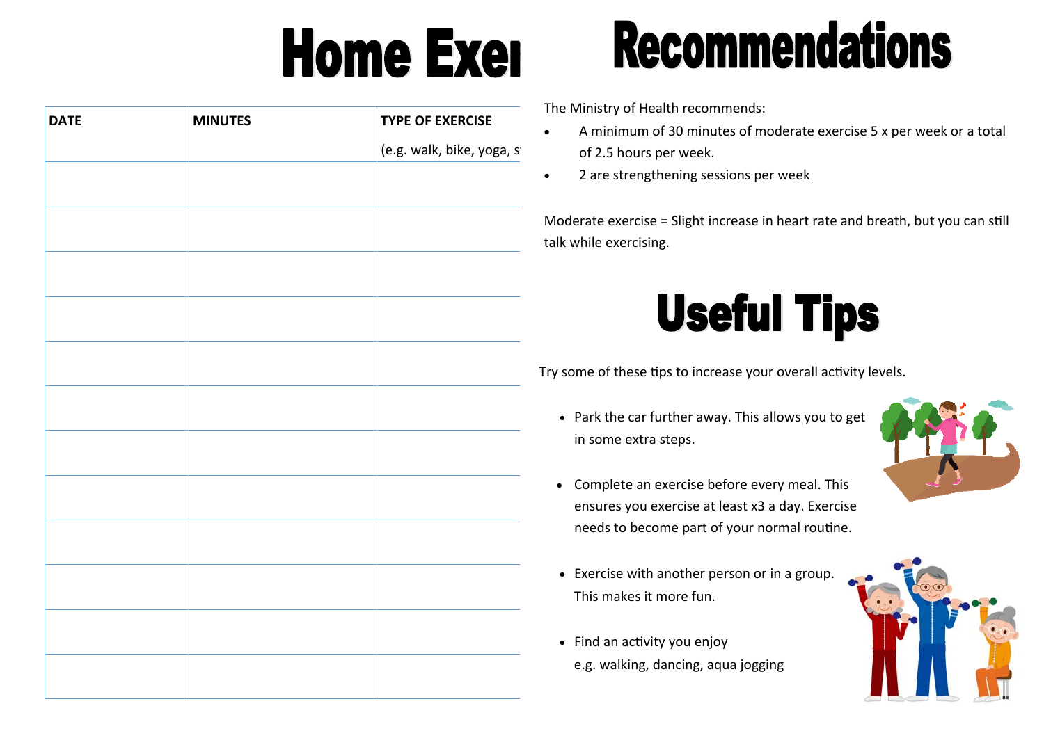# Home Exer

| DATE | MINUTES | TYPE OF EXERCISE<br>(e.g. walk, bike, yoga, s |
|---|---|---|
| | | |
| | | |
| | | |
| | | |
| | | |
| | | |
| | | |
| | | |
| | | |
| | | |
| | | |
| | | |

# Recommendations

The Ministry of Health recommends:

- A minimum of 30 minutes of moderate exercise 5 x per week or a total of 2.5 hours per week.
- 2 are strengthening sessions per week

Moderate exercise = Slight increase in heart rate and breath, but you can still talk while exercising.

# Useful Tips

Try some of these tips to increase your overall activity levels.

- Park the car further away. This allows you to get in some extra steps.
- Complete an exercise before every meal. This ensures you exercise at least x3 a day. Exercise needs to become part of your normal routine.
- Exercise with another person or in a group. This makes it more fun.
- Find an activity you enjoy e.g. walking, dancing, aqua jogging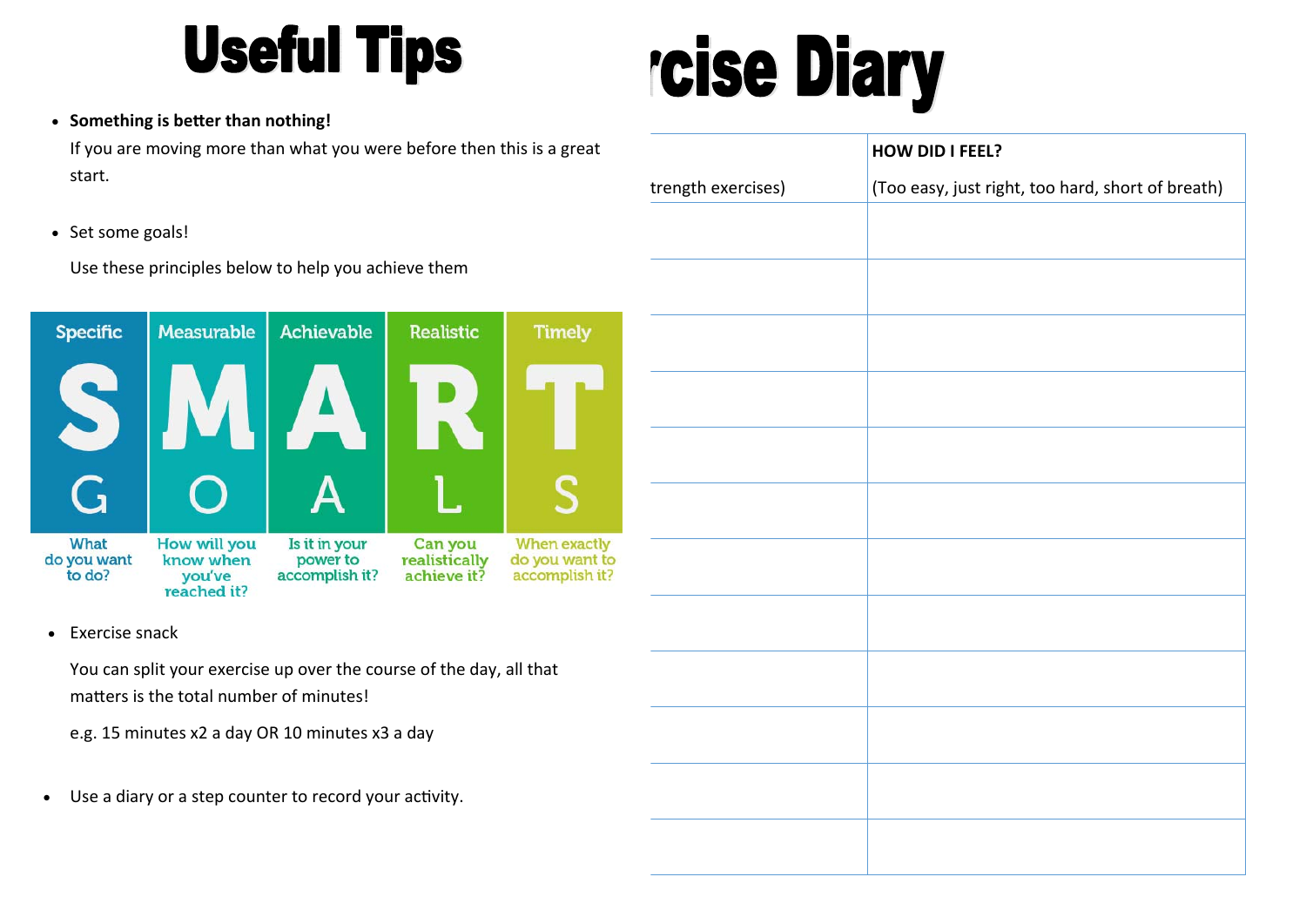# Useful Tips

- **Something is better than nothing!**

  If you are moving more than what you were before then this is a great start.

- Set some goals!

  Use these principles below to help you achieve them

| Specific | Measurable | Achievable | Realistic | Timely |
|---|---|---|---|---|
| **S** | **M** | **A** | **R** | **T** |
| G | O | A | L | S |
| What do you want to do? | How will you know when you've reached it? | Is it in your power to accomplish it? | Can you realistically achieve it? | When exactly do you want to accomplish it? |

- Exercise snack

  You can split your exercise up over the course of the day, all that matters is the total number of minutes!

  e.g. 15 minutes x2 a day OR 10 minutes x3 a day

- Use a diary or a step counter to record your activity.

# rcise Diary

| trength exercises) | **HOW DID I FEEL?** (Too easy, just right, too hard, short of breath) |
|---|---|
| | |
| | |
| | |
| | |
| | |
| | |
| | |
| | |
| | |
| | |
| | |
| | |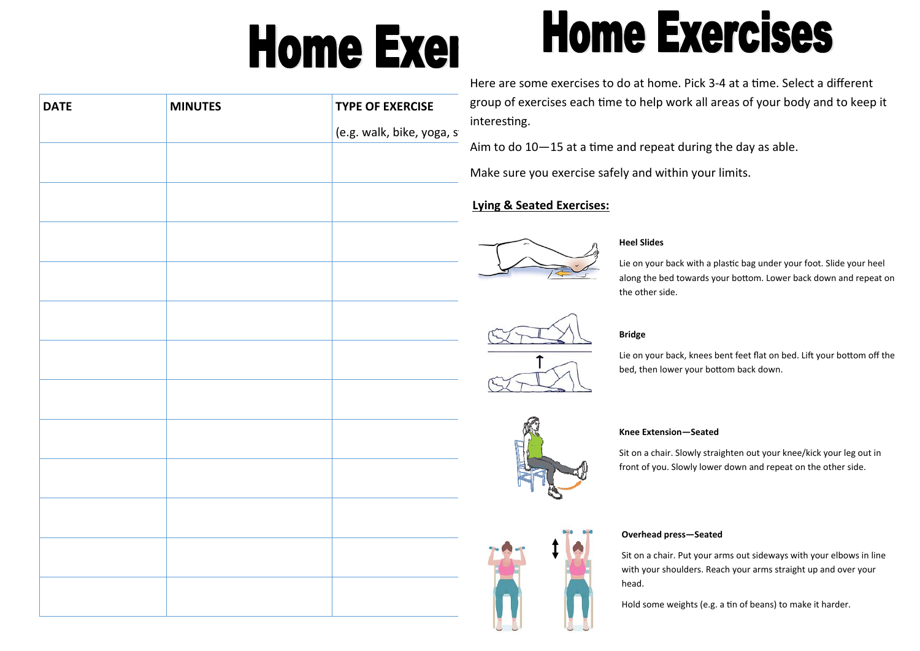# Home Exer

| DATE | MINUTES | TYPE OF EXERCISE (e.g. walk, bike, yoga, s |
|---|---|---|
| | | |
| | | |
| | | |
| | | |
| | | |
| | | |
| | | |
| | | |
| | | |
| | | |
| | | |
| | | |

# Home Exercises

Here are some exercises to do at home. Pick 3-4 at a time. Select a different group of exercises each time to help work all areas of your body and to keep it interesting.

Aim to do 10—15 at a time and repeat during the day as able.

Make sure you exercise safely and within your limits.

**Lying & Seated Exercises:**

**Heel Slides**

Lie on your back with a plastic bag under your foot. Slide your heel along the bed towards your bottom. Lower back down and repeat on the other side.

**Bridge**

Lie on your back, knees bent feet flat on bed. Lift your bottom off the bed, then lower your bottom back down.

**Knee Extension—Seated**

Sit on a chair. Slowly straighten out your knee/kick your leg out in front of you. Slowly lower down and repeat on the other side.

**Overhead press—Seated**

Sit on a chair. Put your arms out sideways with your elbows in line with your shoulders. Reach your arms straight up and over your head.

Hold some weights (e.g. a tin of beans) to make it harder.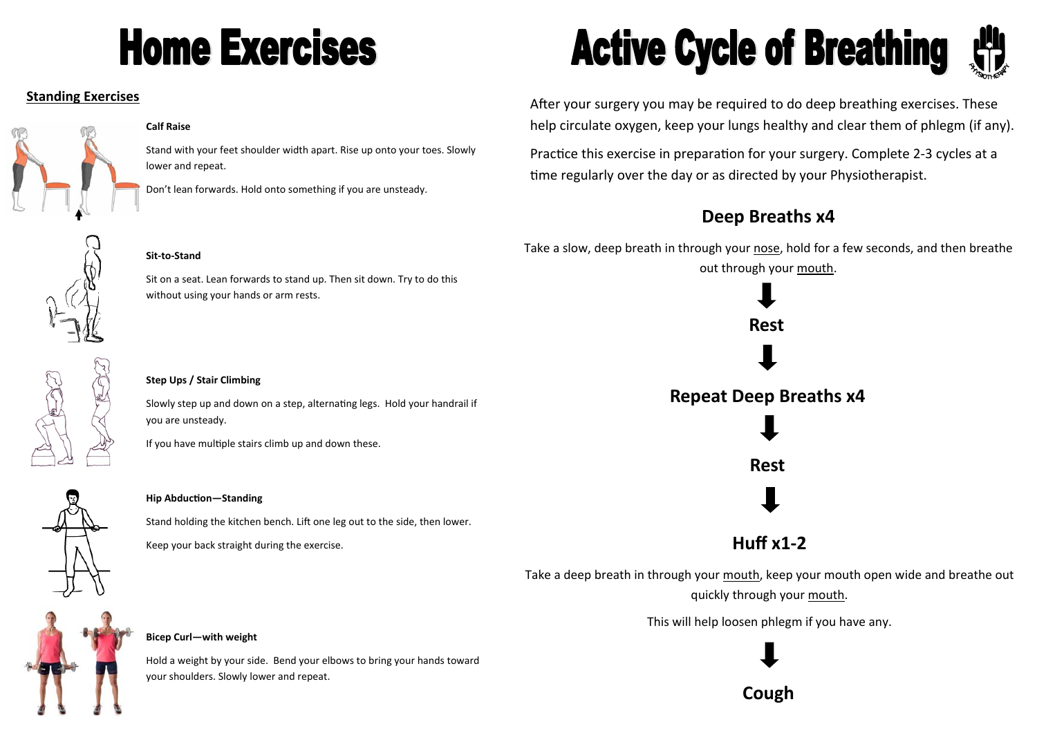# Home Exercises

## Standing Exercises

**Calf Raise**

Stand with your feet shoulder width apart. Rise up onto your toes. Slowly lower and repeat.

Don't lean forwards. Hold onto something if you are unsteady.

**Sit-to-Stand**

Sit on a seat. Lean forwards to stand up. Then sit down. Try to do this without using your hands or arm rests.

**Step Ups / Stair Climbing**

Slowly step up and down on a step, alternating legs. Hold your handrail if you are unsteady.

If you have multiple stairs climb up and down these.

**Hip Abduction—Standing**

Stand holding the kitchen bench. Lift one leg out to the side, then lower.

Keep your back straight during the exercise.

**Bicep Curl—with weight**

Hold a weight by your side. Bend your elbows to bring your hands toward your shoulders. Slowly lower and repeat.

# Active Cycle of Breathing

After your surgery you may be required to do deep breathing exercises. These help circulate oxygen, keep your lungs healthy and clear them of phlegm (if any).

Practice this exercise in preparation for your surgery. Complete 2-3 cycles at a time regularly over the day or as directed by your Physiotherapist.

## Deep Breaths x4

Take a slow, deep breath in through your nose, hold for a few seconds, and then breathe out through your mouth.

⬇

**Rest**

⬇

**Repeat Deep Breaths x4**

⬇

**Rest**

⬇

## Huff x1-2

Take a deep breath in through your mouth, keep your mouth open wide and breathe out quickly through your mouth.

This will help loosen phlegm if you have any.

⬇

**Cough**